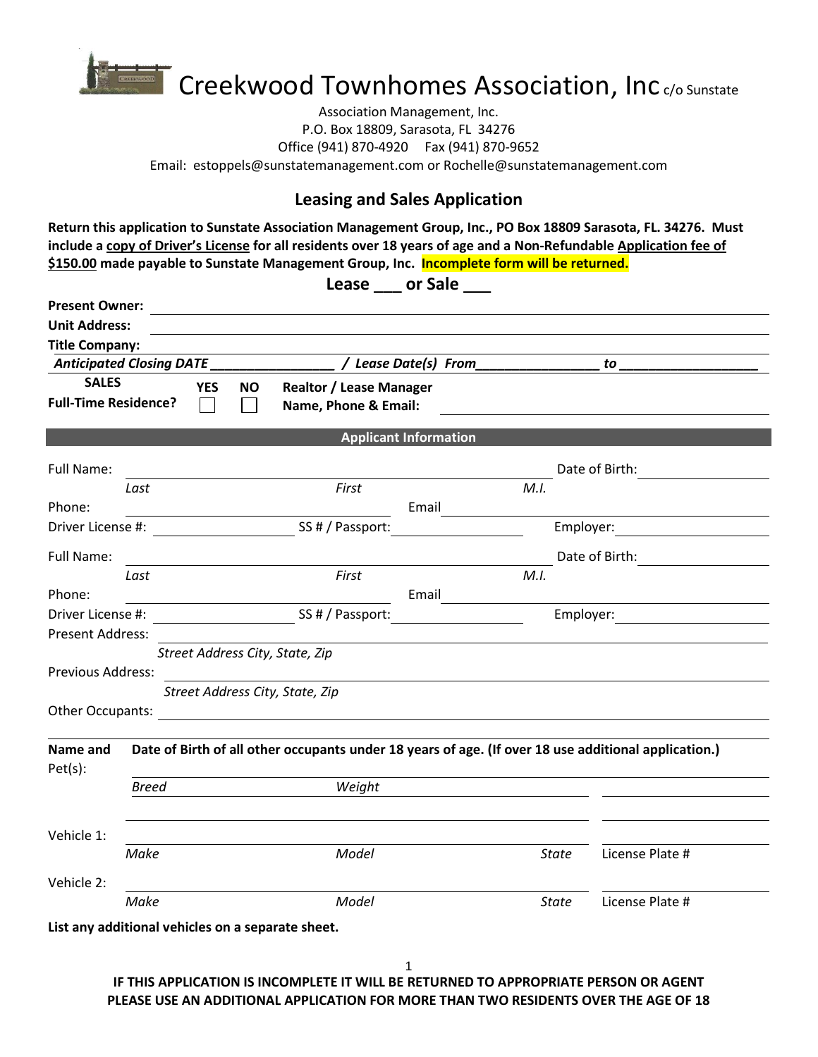# Creekwood Townhomes Association, Inc c/o Sunstate Association Management, Inc.

P.O. Box 18809, Sarasota, FL 34276

Office (941) 870-4920 Fax (941) 870-9652

Email: estoppels@sunstatemanagement.com or Rochelle@sunstatemanagement.com

## Leasing and Sales Application

**Return this application to Sunstate Association Management Group, Inc., PO Box 18809 Sarasota, FL. 34276. Must include a copy of Driver's License for all residents over 18 years of age and a Non-Refundable Application fee of $150.00 made payable to Sunstate Management Group, Inc. Incomplete form will be returned.**

**Lease ___ or Sale ___**

**Present Owner:** ______________________________

**Unit Address:** ______________________________

**Title Company:** ______________________________

***Anticipated Closing DATE _________________ / Lease Date(s) From_________________ to ___________________***

| **SALES Full-Time Residence?** | **YES** ☐ | **NO** ☐ | **Realtor / Lease Manager Name, Phone & Email:** ______________________________ |
|---|---|---|---|

### Applicant Information

Full Name: ______________________________ Date of Birth: ______________
*Last* *First* *M.I.*

Phone: ______________________ Email ______________________

Driver License #: ______________ SS # / Passport: ______________ Employer: ______________

Full Name: ______________________________ Date of Birth: ______________
*Last* *First* *M.I.*

Phone: ______________________ Email ______________________

Driver License #: ______________ SS # / Passport: ______________ Employer: ______________

Present Address: ______________________________
*Street Address City, State, Zip*

Previous Address: ______________________________
*Street Address City, State, Zip*

Other Occupants: ______________________________

**Name and Date of Birth of all other occupants under 18 years of age. (If over 18 use additional application.)**

Pet(s): ______________________________
*Breed* *Weight*

Vehicle 1: ______________________________
*Make* *Model* *State* License Plate #

Vehicle 2: ______________________________
*Make* *Model* *State* License Plate #

**List any additional vehicles on a separate sheet.**

**IF THIS APPLICATION IS INCOMPLETE IT WILL BE RETURNED TO APPROPRIATE PERSON OR AGENT**
**PLEASE USE AN ADDITIONAL APPLICATION FOR MORE THAN TWO RESIDENTS OVER THE AGE OF 18**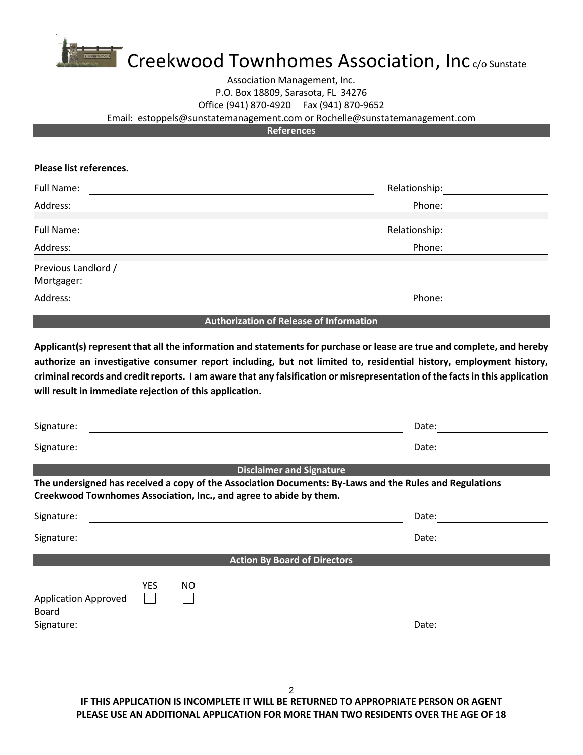# Creekwood Townhomes Association, Inc c/o Sunstate

Association Management, Inc.
P.O. Box 18809, Sarasota, FL 34276
Office (941) 870-4920 Fax (941) 870-9652
Email: estoppels@sunstatemanagement.com or Rochelle@sunstatemanagement.com

## References

**Please list references.**

Full Name: ______________________________ Relationship: ______________

Address: ______________________________ Phone: ______________

Full Name: ______________________________ Relationship: ______________

Address: ______________________________ Phone: ______________

Previous Landlord / Mortgager: ______________________________

Address: ______________________________ Phone: ______________

## Authorization of Release of Information

**Applicant(s) represent that all the information and statements for purchase or lease are true and complete, and hereby authorize an investigative consumer report including, but not limited to, residential history, employment history, criminal records and credit reports. I am aware that any falsification or misrepresentation of the facts in this application will result in immediate rejection of this application.**

Signature: ______________________________ Date: ______________

Signature: ______________________________ Date: ______________

## Disclaimer and Signature

**The undersigned has received a copy of the Association Documents: By-Laws and the Rules and Regulations Creekwood Townhomes Association, Inc., and agree to abide by them.**

Signature: ______________________________ Date: ______________

Signature: ______________________________ Date: ______________

## Action By Board of Directors

Application Approved YES ☐ NO ☐

Board Signature: ______________________________ Date: ______________

**IF THIS APPLICATION IS INCOMPLETE IT WILL BE RETURNED TO APPROPRIATE PERSON OR AGENT**
**PLEASE USE AN ADDITIONAL APPLICATION FOR MORE THAN TWO RESIDENTS OVER THE AGE OF 18**